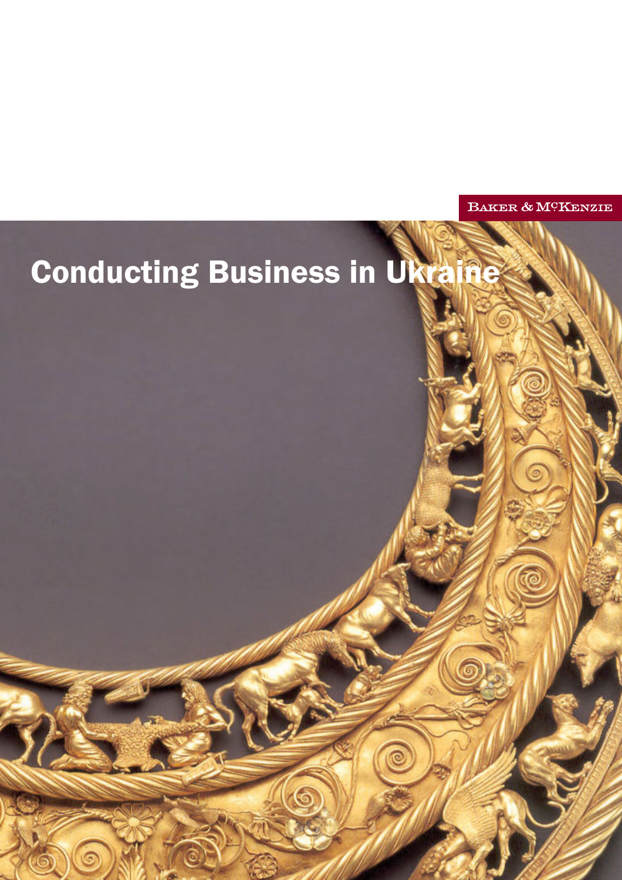Baker & McKenzie

# Conducting Business in Ukraine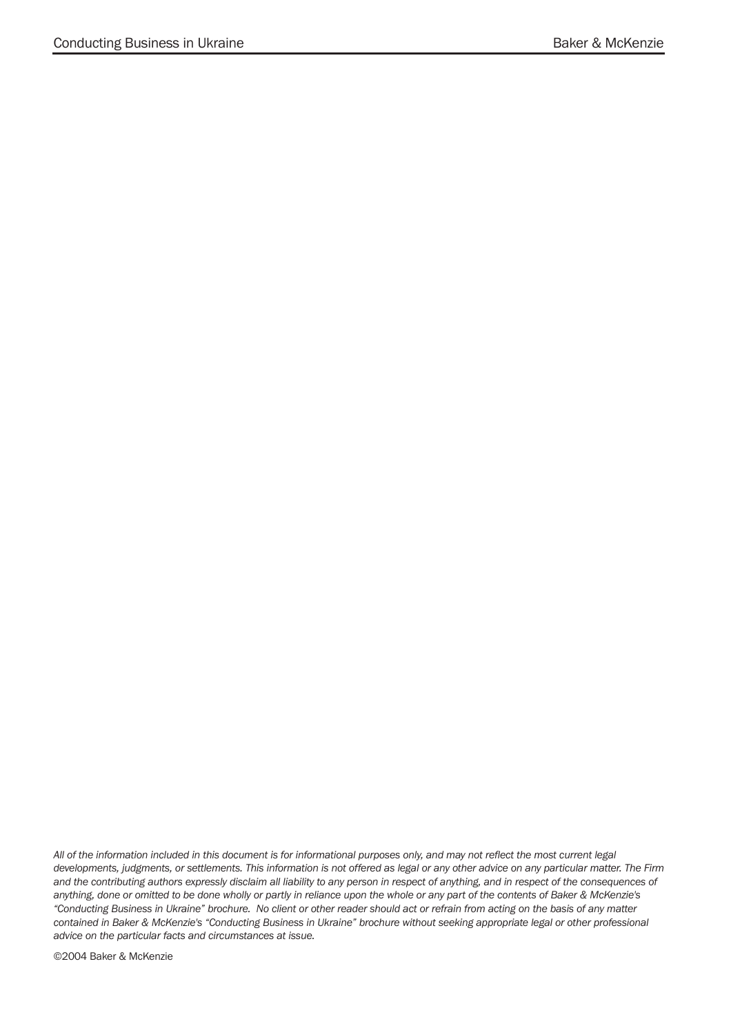*All of the information included in this document is for informational purposes only, and may not reflect the most current legal developments, judgments, or settlements. This information is not offered as legal or any other advice on any particular matter. The Firm and the contributing authors expressly disclaim all liability to any person in respect of anything, and in respect of the consequences of anything, done or omitted to be done wholly or partly in reliance upon the whole or any part of the contents of Baker & McKenzie's "Conducting Business in Ukraine" brochure. No client or other reader should act or refrain from acting on the basis of any matter contained in Baker & McKenzie's "Conducting Business in Ukraine" brochure without seeking appropriate legal or other professional advice on the particular facts and circumstances at issue.*

©2004 Baker & McKenzie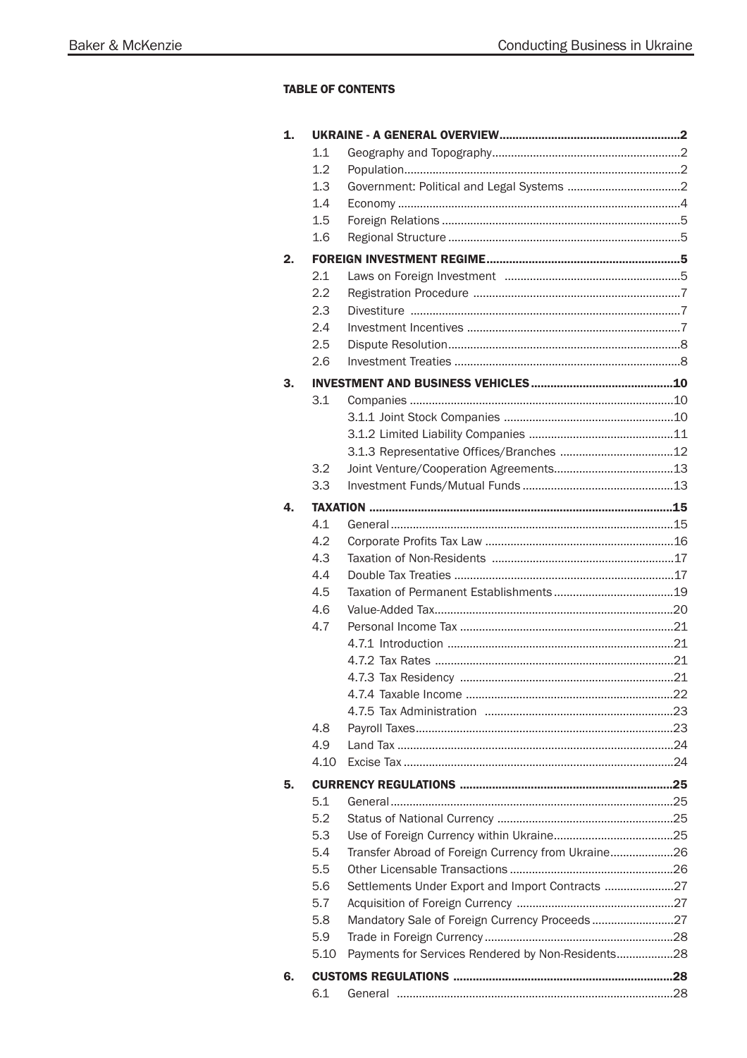**TABLE OF CONTENTS**

| | | | |
|---|---|---|---|
| **1.** | **UKRAINE - A GENERAL OVERVIEW** | | **2** |
| | 1.1 | Geography and Topography | 2 |
| | 1.2 | Population | 2 |
| | 1.3 | Government: Political and Legal Systems | 2 |
| | 1.4 | Economy | 4 |
| | 1.5 | Foreign Relations | 5 |
| | 1.6 | Regional Structure | 5 |
| **2.** | **FOREIGN INVESTMENT REGIME** | | **5** |
| | 2.1 | Laws on Foreign Investment | 5 |
| | 2.2 | Registration Procedure | 7 |
| | 2.3 | Divestiture | 7 |
| | 2.4 | Investment Incentives | 7 |
| | 2.5 | Dispute Resolution | 8 |
| | 2.6 | Investment Treaties | 8 |
| **3.** | **INVESTMENT AND BUSINESS VEHICLES** | | **10** |
| | 3.1 | Companies | 10 |
| | | 3.1.1 Joint Stock Companies | 10 |
| | | 3.1.2 Limited Liability Companies | 11 |
| | | 3.1.3 Representative Offices/Branches | 12 |
| | 3.2 | Joint Venture/Cooperation Agreements | 13 |
| | 3.3 | Investment Funds/Mutual Funds | 13 |
| **4.** | **TAXATION** | | **15** |
| | 4.1 | General | 15 |
| | 4.2 | Corporate Profits Tax Law | 16 |
| | 4.3 | Taxation of Non-Residents | 17 |
| | 4.4 | Double Tax Treaties | 17 |
| | 4.5 | Taxation of Permanent Establishments | 19 |
| | 4.6 | Value-Added Tax | 20 |
| | 4.7 | Personal Income Tax | 21 |
| | | 4.7.1 Introduction | 21 |
| | | 4.7.2 Tax Rates | 21 |
| | | 4.7.3 Tax Residency | 21 |
| | | 4.7.4 Taxable Income | 22 |
| | | 4.7.5 Tax Administration | 23 |
| | 4.8 | Payroll Taxes | 23 |
| | 4.9 | Land Tax | 24 |
| | 4.10 | Excise Tax | 24 |
| **5.** | **CURRENCY REGULATIONS** | | **25** |
| | 5.1 | General | 25 |
| | 5.2 | Status of National Currency | 25 |
| | 5.3 | Use of Foreign Currency within Ukraine | 25 |
| | 5.4 | Transfer Abroad of Foreign Currency from Ukraine | 26 |
| | 5.5 | Other Licensable Transactions | 26 |
| | 5.6 | Settlements Under Export and Import Contracts | 27 |
| | 5.7 | Acquisition of Foreign Currency | 27 |
| | 5.8 | Mandatory Sale of Foreign Currency Proceeds | 27 |
| | 5.9 | Trade in Foreign Currency | 28 |
| | 5.10 | Payments for Services Rendered by Non-Residents | 28 |
| **6.** | **CUSTOMS REGULATIONS** | | **28** |
| | 6.1 | General | 28 |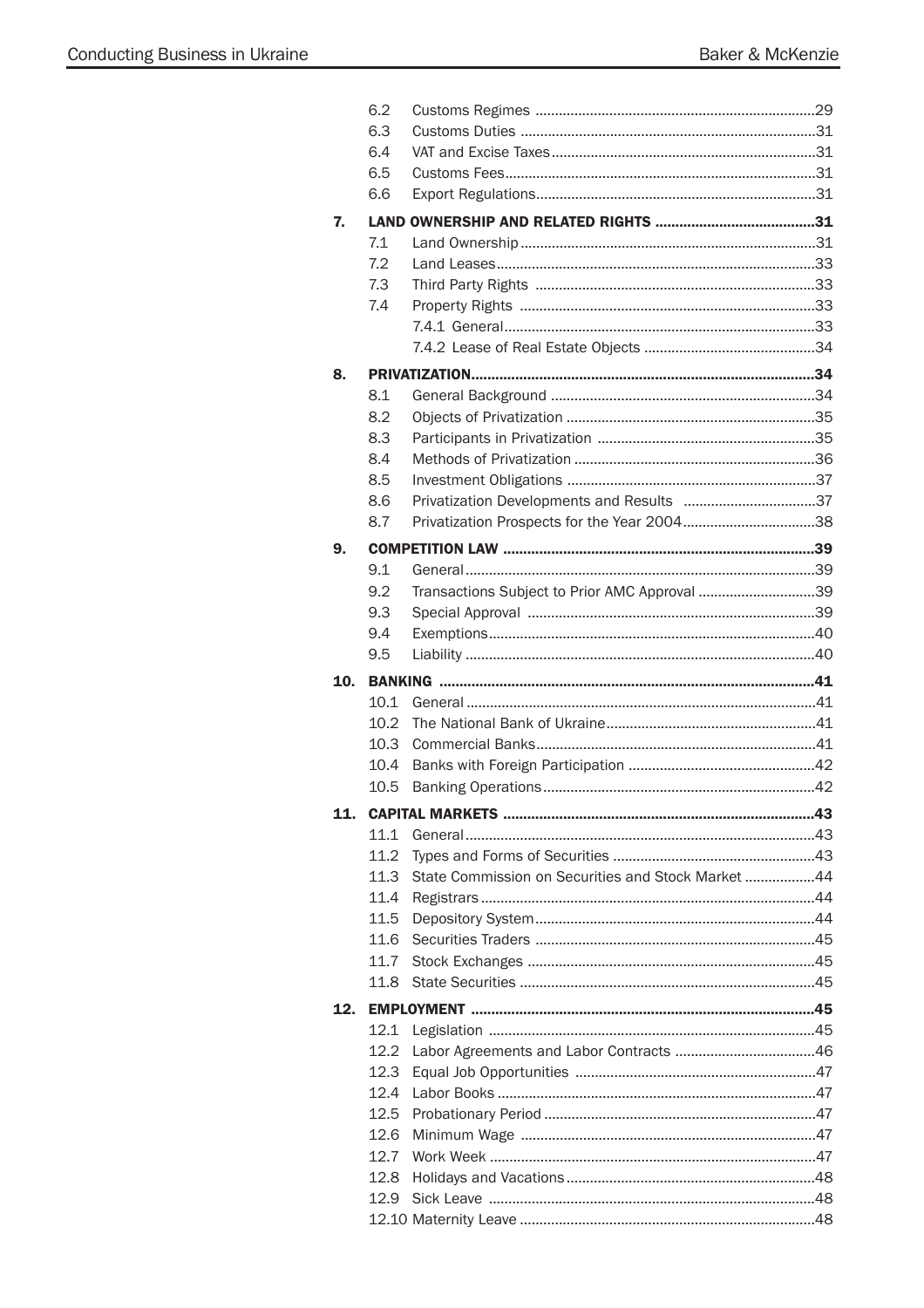6.2 Customs Regimes ........................................................................29
6.3 Customs Duties ...........................................................................31
6.4 VAT and Excise Taxes...................................................................31
6.5 Customs Fees...............................................................................31
6.6 Export Regulations.......................................................................31

**7. LAND OWNERSHIP AND RELATED RIGHTS .......................................31**

7.1 Land Ownership ...........................................................................31
7.2 Land Leases.................................................................................33
7.3 Third Party Rights .......................................................................33
7.4 Property Rights ...........................................................................33
7.4.1 General...............................................................................33
7.4.2 Lease of Real Estate Objects ............................................34

**8. PRIVATIZATION.....................................................................................34**

8.1 General Background ...................................................................34
8.2 Objects of Privatization ...............................................................35
8.3 Participants in Privatization .......................................................35
8.4 Methods of Privatization .............................................................36
8.5 Investment Obligations ...............................................................37
8.6 Privatization Developments and Results ..................................37
8.7 Privatization Prospects for the Year 2004.................................38

**9. COMPETITION LAW .............................................................................39**

9.1 General.........................................................................................39
9.2 Transactions Subject to Prior AMC Approval ..............................39
9.3 Special Approval .........................................................................39
9.4 Exemptions..................................................................................40
9.5 Liability .........................................................................................40

**10. BANKING .............................................................................................41**

10.1 General.........................................................................................41
10.2 The National Bank of Ukraine.....................................................41
10.3 Commercial Banks.......................................................................41
10.4 Banks with Foreign Participation ................................................42
10.5 Banking Operations.....................................................................42

**11. CAPITAL MARKETS .............................................................................43**

11.1 General.........................................................................................43
11.2 Types and Forms of Securities ...................................................43
11.3 State Commission on Securities and Stock Market ..................44
11.4 Registrars.....................................................................................44
11.5 Depository System.......................................................................44
11.6 Securities Traders .......................................................................45
11.7 Stock Exchanges .........................................................................45
11.8 State Securities ...........................................................................45

**12. EMPLOYMENT .....................................................................................45**

12.1 Legislation ...................................................................................45
12.2 Labor Agreements and Labor Contracts ....................................46
12.3 Equal Job Opportunities .............................................................47
12.4 Labor Books .................................................................................47
12.5 Probationary Period .....................................................................47
12.6 Minimum Wage ...........................................................................47
12.7 Work Week ...................................................................................47
12.8 Holidays and Vacations...............................................................48
12.9 Sick Leave ...................................................................................48
12.10 Maternity Leave ..........................................................................48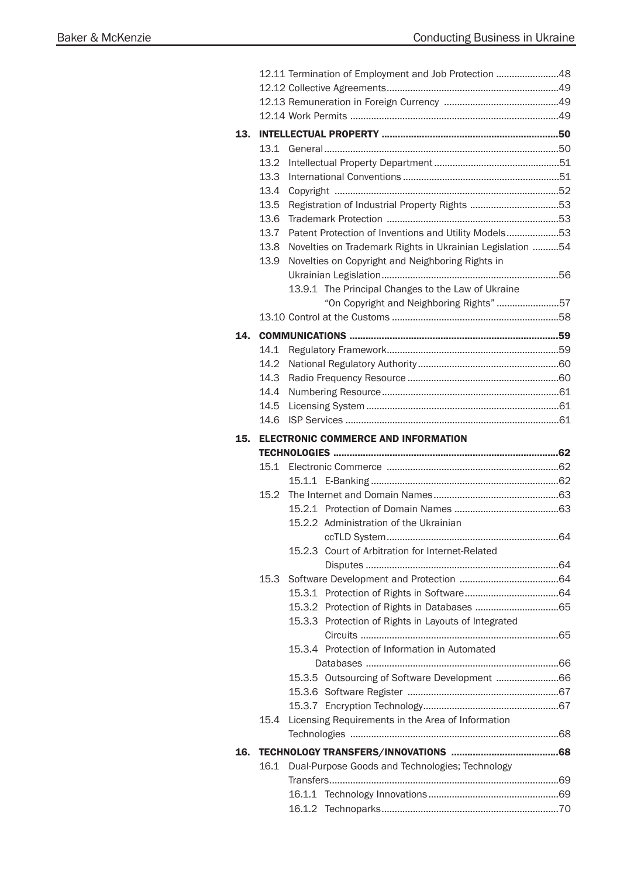12.11 Termination of Employment and Job Protection ........................48
12.12 Collective Agreements.................................................................49
12.13 Remuneration in Foreign Currency ...........................................49
12.14 Work Permits ...............................................................................49

**13. INTELLECTUAL PROPERTY .................................................................50**

13.1 General.........................................................................................50
13.2 Intellectual Property Department ................................................51
13.3 International Conventions ............................................................51
13.4 Copyright .....................................................................................52
13.5 Registration of Industrial Property Rights ..................................53
13.6 Trademark Protection .................................................................53
13.7 Patent Protection of Inventions and Utility Models....................53
13.8 Novelties on Trademark Rights in Ukrainian Legislation ..........54
13.9 Novelties on Copyright and Neighboring Rights in Ukrainian Legislation...................................................................56
13.9.1 The Principal Changes to the Law of Ukraine "On Copyright and Neighboring Rights" ........................57
13.10 Control at the Customs ...............................................................58

**14. COMMUNICATIONS ............................................................................59**

14.1 Regulatory Framework.................................................................59
14.2 National Regulatory Authority ......................................................60
14.3 Radio Frequency Resource ..........................................................60
14.4 Numbering Resource...................................................................61
14.5 Licensing System .........................................................................61
14.6 ISP Services .................................................................................61

**15. ELECTRONIC COMMERCE AND INFORMATION TECHNOLOGIES ...................................................................................62**

15.1 Electronic Commerce .................................................................62
15.1.1 E-Banking .......................................................................62
15.2 The Internet and Domain Names ................................................63
15.2.1 Protection of Domain Names ........................................63
15.2.2 Administration of the Ukrainian ccTLD System.................................................................64
15.2.3 Court of Arbitration for Internet-Related Disputes .........................................................................64
15.3 Software Development and Protection ......................................64
15.3.1 Protection of Rights in Software....................................64
15.3.2 Protection of Rights in Databases ................................65
15.3.3 Protection of Rights in Layouts of Integrated Circuits ...........................................................................65
15.3.4 Protection of Information in Automated Databases .........................................................................66
15.3.5 Outsourcing of Software Development ........................66
15.3.6 Software Register .........................................................67
15.3.7 Encryption Technology...................................................67
15.4 Licensing Requirements in the Area of Information Technologies ...............................................................................68

**16. TECHNOLOGY TRANSFERS/INNOVATIONS ........................................68**

16.1 Dual-Purpose Goods and Technologies; Technology Transfers.......................................................................................69
16.1.1 Technology Innovations .................................................69
16.1.2 Technoparks...................................................................70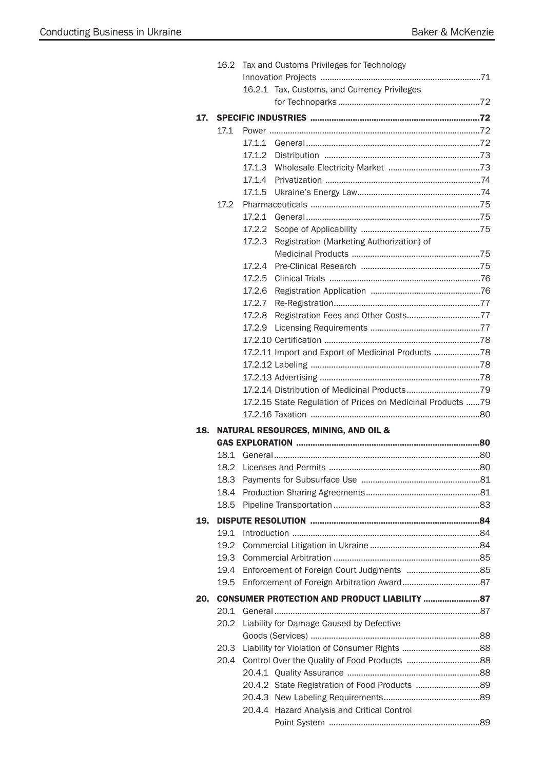16.2 Tax and Customs Privileges for Technology Innovation Projects ..... 71
- 16.2.1 Tax, Customs, and Currency Privileges for Technoparks ..... 72

**17. SPECIFIC INDUSTRIES ..... 72**

17.1 Power ..... 72
- 17.1.1 General ..... 72
- 17.1.2 Distribution ..... 73
- 17.1.3 Wholesale Electricity Market ..... 73
- 17.1.4 Privatization ..... 74
- 17.1.5 Ukraine's Energy Law ..... 74

17.2 Pharmaceuticals ..... 75
- 17.2.1 General ..... 75
- 17.2.2 Scope of Applicability ..... 75
- 17.2.3 Registration (Marketing Authorization) of Medicinal Products ..... 75
- 17.2.4 Pre-Clinical Research ..... 75
- 17.2.5 Clinical Trials ..... 76
- 17.2.6 Registration Application ..... 76
- 17.2.7 Re-Registration ..... 77
- 17.2.8 Registration Fees and Other Costs ..... 77
- 17.2.9 Licensing Requirements ..... 77
- 17.2.10 Certification ..... 78
- 17.2.11 Import and Export of Medicinal Products ..... 78
- 17.2.12 Labeling ..... 78
- 17.2.13 Advertising ..... 78
- 17.2.14 Distribution of Medicinal Products ..... 79
- 17.2.15 State Regulation of Prices on Medicinal Products ..... 79
- 17.2.16 Taxation ..... 80

**18. NATURAL RESOURCES, MINING, AND OIL & GAS EXPLORATION ..... 80**

- 18.1 General ..... 80
- 18.2 Licenses and Permits ..... 80
- 18.3 Payments for Subsurface Use ..... 81
- 18.4 Production Sharing Agreements ..... 81
- 18.5 Pipeline Transportation ..... 83

**19. DISPUTE RESOLUTION ..... 84**

- 19.1 Introduction ..... 84
- 19.2 Commercial Litigation in Ukraine ..... 84
- 19.3 Commercial Arbitration ..... 85
- 19.4 Enforcement of Foreign Court Judgments ..... 85
- 19.5 Enforcement of Foreign Arbitration Award ..... 87

**20. CONSUMER PROTECTION AND PRODUCT LIABILITY ..... 87**

- 20.1 General ..... 87
- 20.2 Liability for Damage Caused by Defective Goods (Services) ..... 88
- 20.3 Liability for Violation of Consumer Rights ..... 88

20.4 Control Over the Quality of Food Products ..... 88
- 20.4.1 Quality Assurance ..... 88
- 20.4.2 State Registration of Food Products ..... 89
- 20.4.3 New Labeling Requirements ..... 89
- 20.4.4 Hazard Analysis and Critical Control Point System ..... 89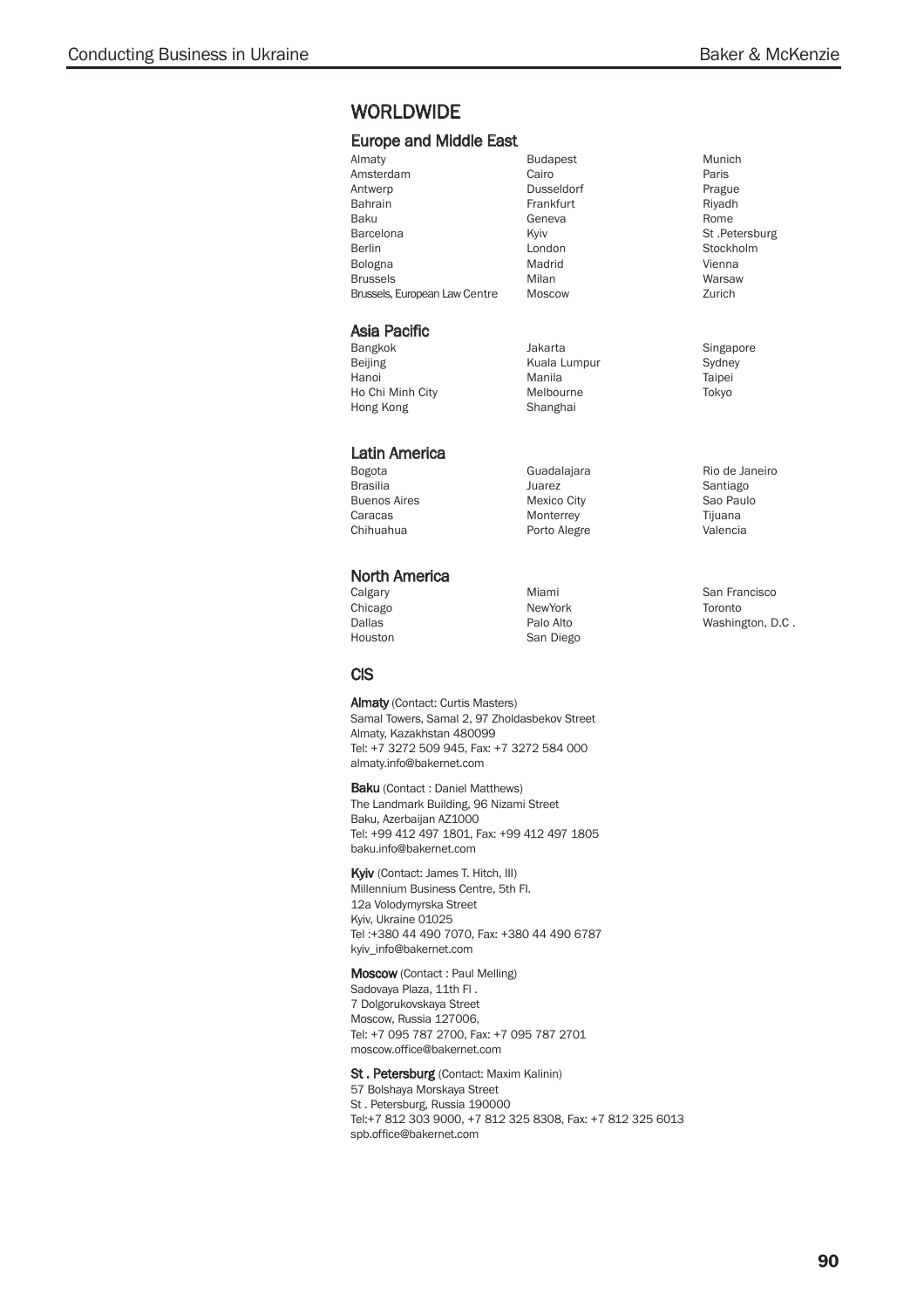# WORLDWIDE

## Europe and Middle East

Almaty
Amsterdam
Antwerp
Bahrain
Baku
Barcelona
Berlin
Bologna
Brussels
Brussels, European Law Centre
Budapest
Cairo
Dusseldorf
Frankfurt
Geneva
Kyiv
London
Madrid
Milan
Moscow
Munich
Paris
Prague
Riyadh
Rome
St .Petersburg
Stockholm
Vienna
Warsaw
Zurich

## Asia Pacific

Bangkok
Beijing
Hanoi
Ho Chi Minh City
Hong Kong
Jakarta
Kuala Lumpur
Manila
Melbourne
Shanghai
Singapore
Sydney
Taipei
Tokyo

## Latin America

Bogota
Brasilia
Buenos Aires
Caracas
Chihuahua
Guadalajara
Juarez
Mexico City
Monterrey
Porto Alegre
Rio de Janeiro
Santiago
Sao Paulo
Tijuana
Valencia

## North America

Calgary
Chicago
Dallas
Houston
Miami
NewYork
Palo Alto
San Diego
San Francisco
Toronto
Washington, D.C .

## CIS

**Almaty** (Contact: Curtis Masters)
Samal Towers, Samal 2, 97 Zholdasbekov Street
Almaty, Kazakhstan 480099
Tel: +7 3272 509 945, Fax: +7 3272 584 000
almaty.info@bakernet.com

**Baku** (Contact : Daniel Matthews)
The Landmark Building, 96 Nizami Street
Baku, Azerbaijan AZ1000
Tel: +99 412 497 1801, Fax: +99 412 497 1805
baku.info@bakernet.com

**Kyiv** (Contact: James T. Hitch, III)
Millennium Business Centre, 5th Fl.
12a Volodymyrska Street
Kyiv, Ukraine 01025
Tel :+380 44 490 7070, Fax: +380 44 490 6787
kyiv_info@bakernet.com

**Moscow** (Contact : Paul Melling)
Sadovaya Plaza, 11th Fl .
7 Dolgorukovskaya Street
Moscow, Russia 127006,
Tel: +7 095 787 2700, Fax: +7 095 787 2701
moscow.office@bakernet.com

**St . Petersburg** (Contact: Maxim Kalinin)
57 Bolshaya Morskaya Street
St . Petersburg, Russia 190000
Tel:+7 812 303 9000, +7 812 325 8308, Fax: +7 812 325 6013
spb.office@bakernet.com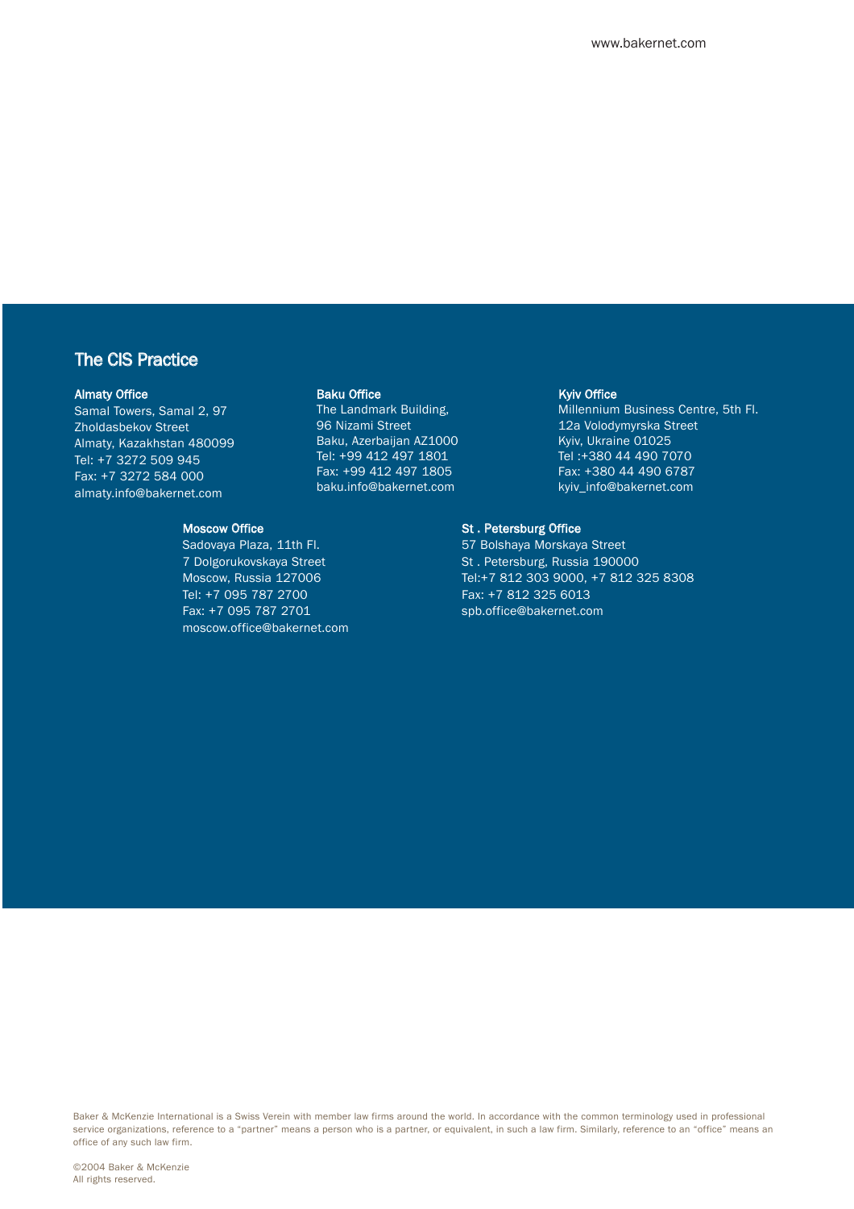www.bakernet.com

## The CIS Practice

**Almaty Office**
Samal Towers, Samal 2, 97
Zholdasbekov Street
Almaty, Kazakhstan 480099
Tel: +7 3272 509 945
Fax: +7 3272 584 000
almaty.info@bakernet.com

**Baku Office**
The Landmark Building,
96 Nizami Street
Baku, Azerbaijan AZ1000
Tel: +99 412 497 1801
Fax: +99 412 497 1805
baku.info@bakernet.com

**Kyiv Office**
Millennium Business Centre, 5th Fl.
12a Volodymyrska Street
Kyiv, Ukraine 01025
Tel :+380 44 490 7070
Fax: +380 44 490 6787
kyiv_info@bakernet.com

**Moscow Office**
Sadovaya Plaza, 11th Fl.
7 Dolgorukovskaya Street
Moscow, Russia 127006
Tel: +7 095 787 2700
Fax: +7 095 787 2701
moscow.office@bakernet.com

**St . Petersburg Office**
57 Bolshaya Morskaya Street
St . Petersburg, Russia 190000
Tel:+7 812 303 9000, +7 812 325 8308
Fax: +7 812 325 6013
spb.office@bakernet.com

Baker & McKenzie International is a Swiss Verein with member law firms around the world. In accordance with the common terminology used in professional service organizations, reference to a "partner" means a person who is a partner, or equivalent, in such a law firm. Similarly, reference to an "office" means an office of any such law firm.

©2004 Baker & McKenzie
All rights reserved.